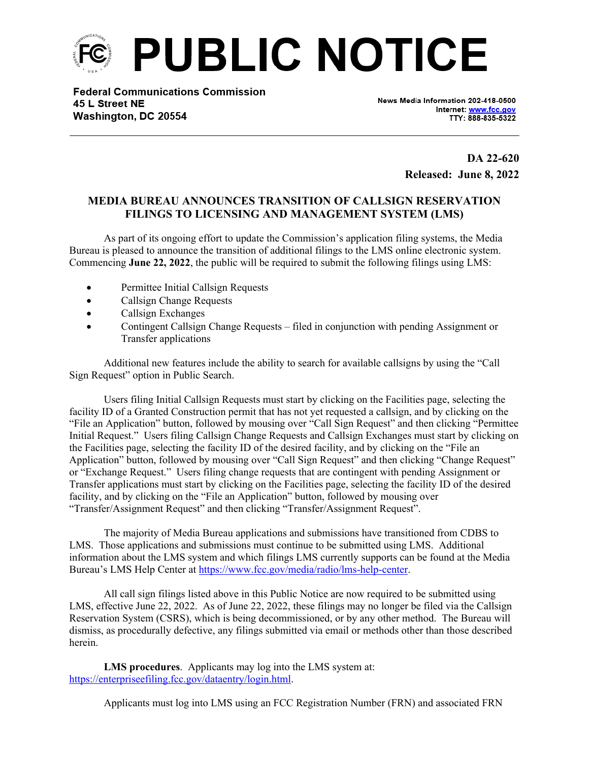# PUBLIC NOTICE

**Federal Communications Commission**
**45 L Street NE**
**Washington, DC 20554**

News Media Information 202-418-0500
Internet: www.fcc.gov
TTY: 888-835-5322

**DA 22-620**
**Released: June 8, 2022**

## MEDIA BUREAU ANNOUNCES TRANSITION OF CALLSIGN RESERVATION FILINGS TO LICENSING AND MANAGEMENT SYSTEM (LMS)

As part of its ongoing effort to update the Commission's application filing systems, the Media Bureau is pleased to announce the transition of additional filings to the LMS online electronic system. Commencing **June 22, 2022**, the public will be required to submit the following filings using LMS:

- Permittee Initial Callsign Requests
- Callsign Change Requests
- Callsign Exchanges
- Contingent Callsign Change Requests – filed in conjunction with pending Assignment or Transfer applications

Additional new features include the ability to search for available callsigns by using the "Call Sign Request" option in Public Search.

Users filing Initial Callsign Requests must start by clicking on the Facilities page, selecting the facility ID of a Granted Construction permit that has not yet requested a callsign, and by clicking on the "File an Application" button, followed by mousing over "Call Sign Request" and then clicking "Permittee Initial Request." Users filing Callsign Change Requests and Callsign Exchanges must start by clicking on the Facilities page, selecting the facility ID of the desired facility, and by clicking on the "File an Application" button, followed by mousing over "Call Sign Request" and then clicking "Change Request" or "Exchange Request." Users filing change requests that are contingent with pending Assignment or Transfer applications must start by clicking on the Facilities page, selecting the facility ID of the desired facility, and by clicking on the "File an Application" button, followed by mousing over "Transfer/Assignment Request" and then clicking "Transfer/Assignment Request".

The majority of Media Bureau applications and submissions have transitioned from CDBS to LMS. Those applications and submissions must continue to be submitted using LMS. Additional information about the LMS system and which filings LMS currently supports can be found at the Media Bureau's LMS Help Center at https://www.fcc.gov/media/radio/lms-help-center.

All call sign filings listed above in this Public Notice are now required to be submitted using LMS, effective June 22, 2022. As of June 22, 2022, these filings may no longer be filed via the Callsign Reservation System (CSRS), which is being decommissioned, or by any other method. The Bureau will dismiss, as procedurally defective, any filings submitted via email or methods other than those described herein.

**LMS procedures**. Applicants may log into the LMS system at: https://enterpriseefiling.fcc.gov/dataentry/login.html.

Applicants must log into LMS using an FCC Registration Number (FRN) and associated FRN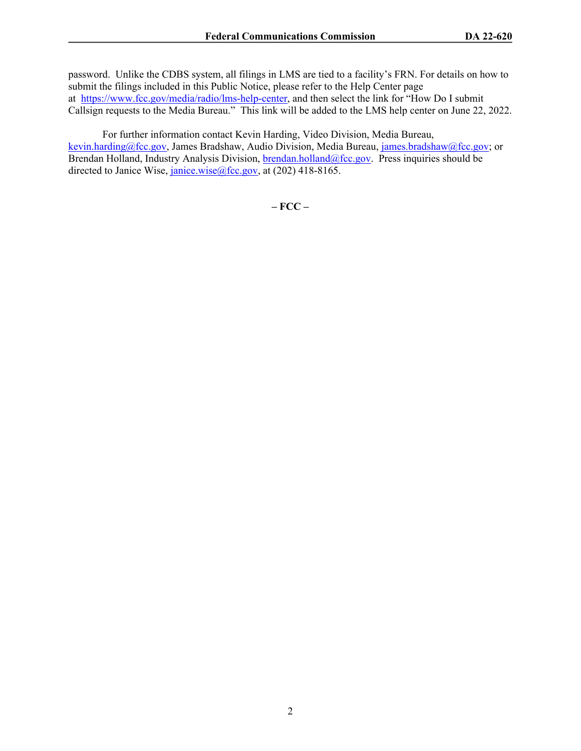password. Unlike the CDBS system, all filings in LMS are tied to a facility's FRN. For details on how to submit the filings included in this Public Notice, please refer to the Help Center page at https://www.fcc.gov/media/radio/lms-help-center, and then select the link for "How Do I submit Callsign requests to the Media Bureau." This link will be added to the LMS help center on June 22, 2022.

For further information contact Kevin Harding, Video Division, Media Bureau, kevin.harding@fcc.gov, James Bradshaw, Audio Division, Media Bureau, james.bradshaw@fcc.gov; or Brendan Holland, Industry Analysis Division, brendan.holland@fcc.gov. Press inquiries should be directed to Janice Wise, janice.wise@fcc.gov, at (202) 418-8165.

**– FCC –**